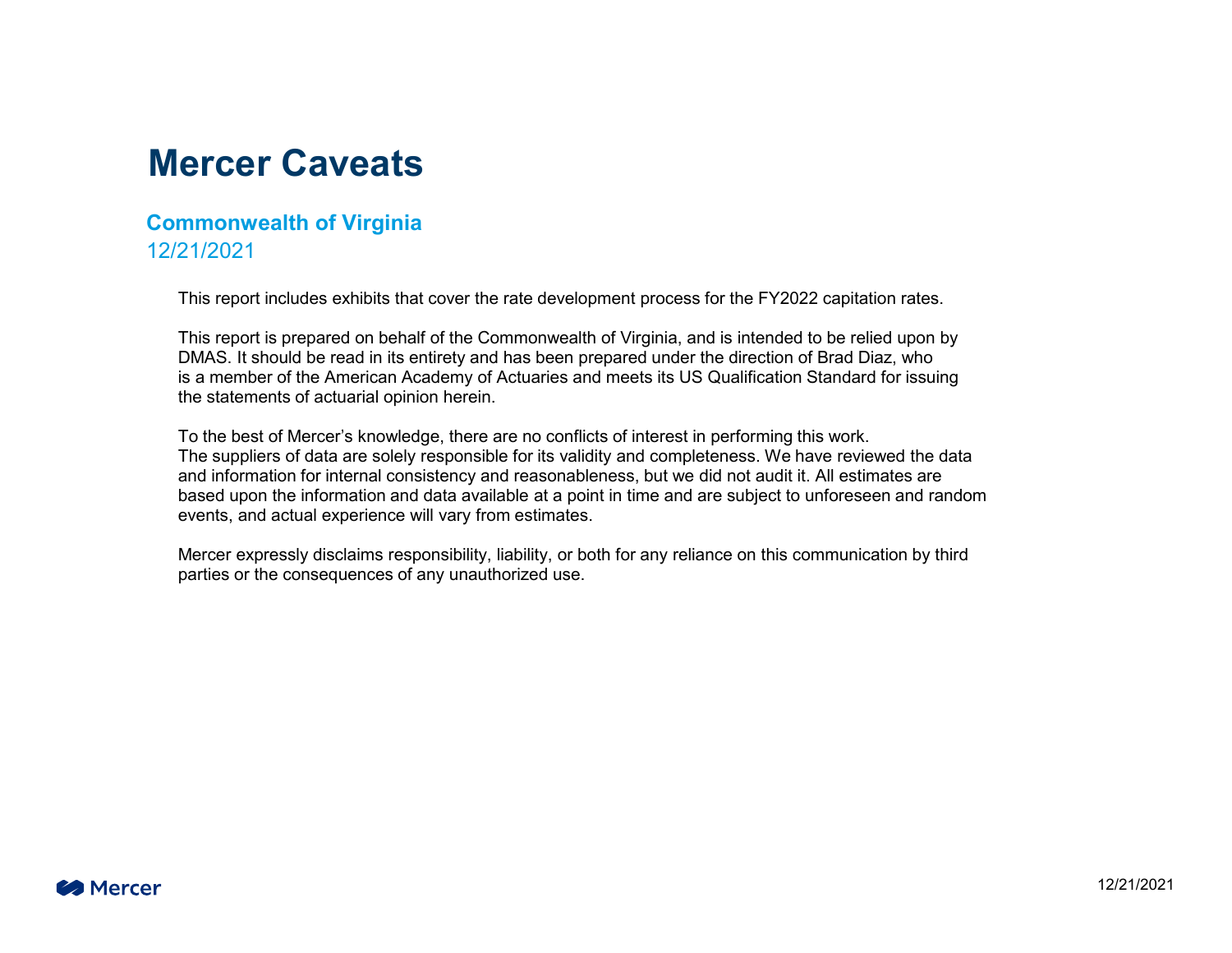# Mercer Caveats

## Commonwealth of Virginia

12/21/2021

This report includes exhibits that cover the rate development process for the FY2022 capitation rates.

This report is prepared on behalf of the Commonwealth of Virginia, and is intended to be relied upon by DMAS. It should be read in its entirety and has been prepared under the direction of Brad Diaz, who is a member of the American Academy of Actuaries and meets its US Qualification Standard for issuing the statements of actuarial opinion herein.

To the best of Mercer's knowledge, there are no conflicts of interest in performing this work. The suppliers of data are solely responsible for its validity and completeness. We have reviewed the data and information for internal consistency and reasonableness, but we did not audit it. All estimates are based upon the information and data available at a point in time and are subject to unforeseen and random events, and actual experience will vary from estimates.

Mercer expressly disclaims responsibility, liability, or both for any reliance on this communication by third parties or the consequences of any unauthorized use.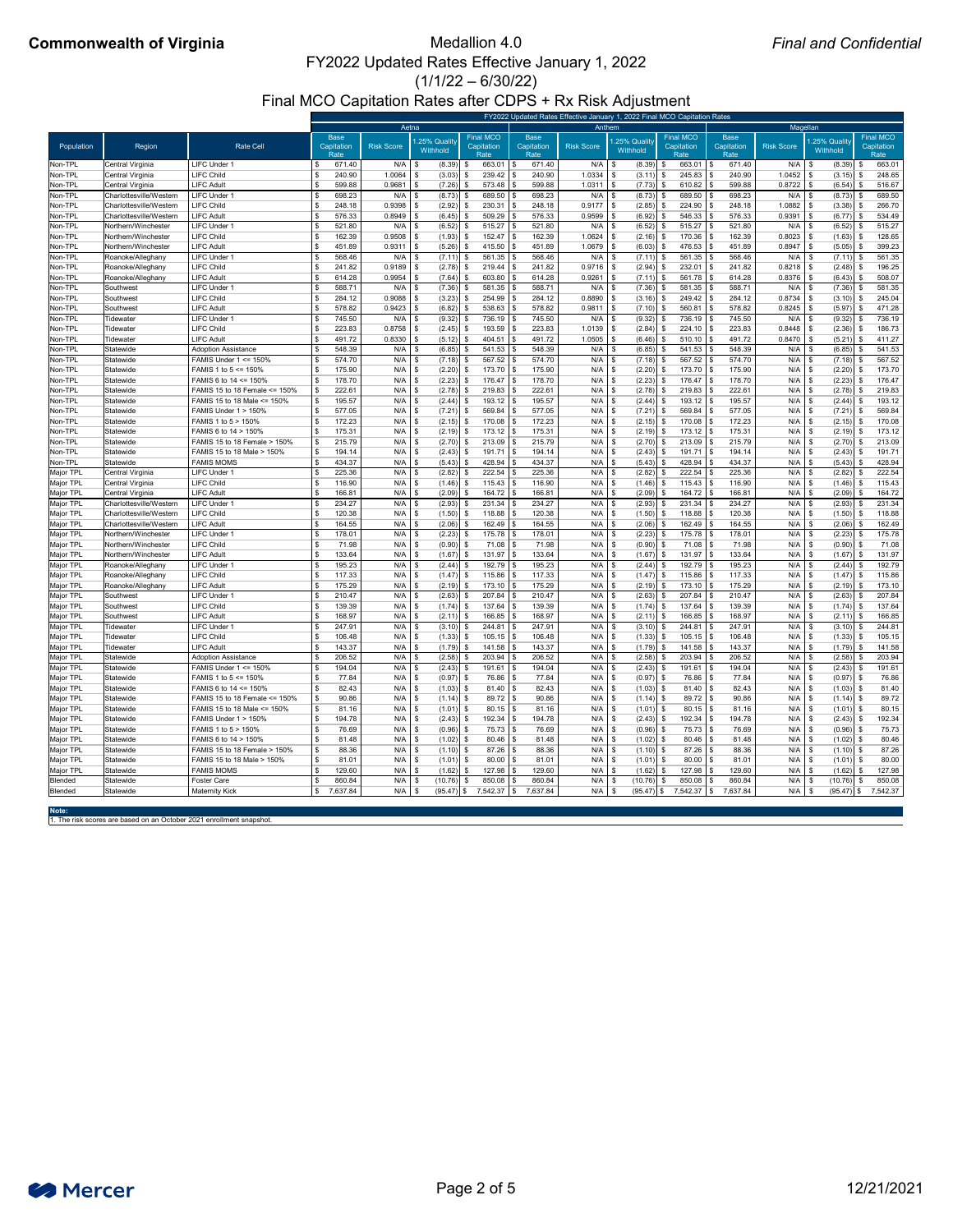**Commonwealth of Virginia**

# Medallion 4.0
## FY2022 Updated Rates Effective January 1, 2022
## (1/1/22 – 6/30/22)
## Final MCO Capitation Rates after CDPS + Rx Risk Adjustment

*Final and Confidential*

| | | | FY2022 Updated Rates Effective January 1, 2022 Final MCO Capitation Rates | | | | | | | | | | | |
|---|---|---|---|---|---|---|---|---|---|---|---|---|---|---|
| | | | Aetna | | | | Anthem | | | | Magellan | | | |
| Population | Region | Rate Cell | Base Capitation Rate | Risk Score | 1.25% Quality Withhold | Final MCO Capitation Rate | Base Capitation Rate | Risk Score | 1.25% Quality Withhold | Final MCO Capitation Rate | Base Capitation Rate | Risk Score | 1.25% Quality Withhold | Final MCO Capitation Rate |
| Non-TPL | Central Virginia | LIFC Under 1 | $ 671.40 | N/A | $ (8.39) | $ 663.01 | $ 671.40 | N/A | $ (8.39) | $ 663.01 | $ 671.40 | N/A | $ (8.39) | $ 663.01 |
| Non-TPL | Central Virginia | LIFC Child | $ 240.90 | 1.0064 | $ (3.03) | $ 239.42 | $ 240.90 | 1.0334 | $ (3.11) | $ 245.83 | $ 240.90 | 1.0452 | $ (3.15) | $ 248.65 |
| Non-TPL | Central Virginia | LIFC Adult | $ 599.88 | 0.9681 | $ (7.26) | $ 573.48 | $ 599.88 | 1.0311 | $ (7.73) | $ 610.82 | $ 599.88 | 0.8722 | $ (6.54) | $ 516.67 |
| Non-TPL | Charlottesville/Western | LIFC Under 1 | $ 698.23 | N/A | $ (8.73) | $ 689.50 | $ 698.23 | N/A | $ (8.73) | $ 689.50 | $ 698.23 | N/A | $ (8.73) | $ 689.50 |
| Non-TPL | Charlottesville/Western | LIFC Child | $ 248.18 | 0.9398 | $ (2.92) | $ 230.31 | $ 248.18 | 0.9177 | $ (2.85) | $ 224.90 | $ 248.18 | 1.0882 | $ (3.38) | $ 266.70 |
| Non-TPL | Charlottesville/Western | LIFC Adult | $ 576.33 | 0.8949 | $ (6.45) | $ 509.29 | $ 576.33 | 0.9599 | $ (6.92) | $ 546.33 | $ 576.33 | 0.9391 | $ (6.77) | $ 534.49 |
| Non-TPL | Northern/Winchester | LIFC Under 1 | $ 521.80 | N/A | $ (6.52) | $ 515.27 | $ 521.80 | N/A | $ (6.52) | $ 515.27 | $ 521.80 | N/A | $ (6.52) | $ 515.27 |
| Non-TPL | Northern/Winchester | LIFC Child | $ 162.39 | 0.9508 | $ (1.93) | $ 152.47 | $ 162.39 | 1.0624 | $ (2.16) | $ 170.36 | $ 162.39 | 0.8023 | $ (1.63) | $ 128.65 |
| Non-TPL | Northern/Winchester | LIFC Adult | $ 451.89 | 0.9311 | $ (5.26) | $ 415.50 | $ 451.89 | 1.0679 | $ (6.03) | $ 476.53 | $ 451.89 | 0.8947 | $ (5.05) | $ 399.23 |
| Non-TPL | Roanoke/Alleghany | LIFC Under 1 | $ 568.46 | N/A | $ (7.11) | $ 561.35 | $ 568.46 | N/A | $ (7.11) | $ 561.35 | $ 568.46 | N/A | $ (7.11) | $ 561.35 |
| Non-TPL | Roanoke/Alleghany | LIFC Child | $ 241.82 | 0.9189 | $ (2.78) | $ 219.44 | $ 241.82 | 0.9716 | $ (2.94) | $ 232.01 | $ 241.82 | 0.8218 | $ (2.48) | $ 196.25 |
| Non-TPL | Roanoke/Alleghany | LIFC Adult | $ 614.28 | 0.9954 | $ (7.64) | $ 603.80 | $ 614.28 | 0.9261 | $ (7.11) | $ 561.78 | $ 614.28 | 0.8376 | $ (6.43) | $ 508.07 |
| Non-TPL | Southwest | LIFC Under 1 | $ 588.71 | N/A | $ (7.36) | $ 581.35 | $ 588.71 | N/A | $ (7.36) | $ 581.35 | $ 588.71 | N/A | $ (7.36) | $ 581.35 |
| Non-TPL | Southwest | LIFC Child | $ 284.12 | 0.9088 | $ (3.23) | $ 254.99 | $ 284.12 | 0.8890 | $ (3.16) | $ 249.42 | $ 284.12 | 0.8734 | $ (3.10) | $ 245.04 |
| Non-TPL | Southwest | LIFC Adult | $ 578.82 | 0.9423 | $ (6.82) | $ 538.63 | $ 578.82 | 0.9811 | $ (7.10) | $ 560.81 | $ 578.82 | 0.8245 | $ (5.97) | $ 471.28 |
| Non-TPL | Tidewater | LIFC Under 1 | $ 745.50 | N/A | $ (9.32) | $ 736.19 | $ 745.50 | N/A | $ (9.32) | $ 736.19 | $ 745.50 | N/A | $ (9.32) | $ 736.19 |
| Non-TPL | Tidewater | LIFC Child | $ 223.83 | 0.8758 | $ (2.45) | $ 193.59 | $ 223.83 | 1.0139 | $ (2.84) | $ 224.10 | $ 223.83 | 0.8448 | $ (2.36) | $ 186.73 |
| Non-TPL | Tidewater | LIFC Adult | $ 491.72 | 0.8330 | $ (5.12) | $ 404.51 | $ 491.72 | 1.0505 | $ (6.46) | $ 510.10 | $ 491.72 | 0.8470 | $ (5.21) | $ 411.27 |
| Non-TPL | Statewide | Adoption Assistance | $ 548.39 | N/A | $ (6.85) | $ 541.53 | $ 548.39 | N/A | $ (6.85) | $ 541.53 | $ 548.39 | N/A | $ (6.85) | $ 541.53 |
| Non-TPL | Statewide | FAMIS Under 1 <= 150% | $ 574.70 | N/A | $ (7.18) | $ 567.52 | $ 574.70 | N/A | $ (7.18) | $ 567.52 | $ 574.70 | N/A | $ (7.18) | $ 567.52 |
| Non-TPL | Statewide | FAMIS 1 to 5 <= 150% | $ 175.90 | N/A | $ (2.20) | $ 173.70 | $ 175.90 | N/A | $ (2.20) | $ 173.70 | $ 175.90 | N/A | $ (2.20) | $ 173.70 |
| Non-TPL | Statewide | FAMIS 6 to 14 <= 150% | $ 178.70 | N/A | $ (2.23) | $ 176.47 | $ 178.70 | N/A | $ (2.23) | $ 176.47 | $ 178.70 | N/A | $ (2.23) | $ 176.47 |
| Non-TPL | Statewide | FAMIS 15 to 18 Female <= 150% | $ 222.61 | N/A | $ (2.78) | $ 219.83 | $ 222.61 | N/A | $ (2.78) | $ 219.83 | $ 222.61 | N/A | $ (2.78) | $ 219.83 |
| Non-TPL | Statewide | FAMIS 15 to 18 Male <= 150% | $ 195.57 | N/A | $ (2.44) | $ 193.12 | $ 195.57 | N/A | $ (2.44) | $ 193.12 | $ 195.57 | N/A | $ (2.44) | $ 193.12 |
| Non-TPL | Statewide | FAMIS Under 1 > 150% | $ 577.05 | N/A | $ (7.21) | $ 569.84 | $ 577.05 | N/A | $ (7.21) | $ 569.84 | $ 577.05 | N/A | $ (7.21) | $ 569.84 |
| Non-TPL | Statewide | FAMIS 1 to 5 > 150% | $ 172.23 | N/A | $ (2.15) | $ 170.08 | $ 172.23 | N/A | $ (2.15) | $ 170.08 | $ 172.23 | N/A | $ (2.15) | $ 170.08 |
| Non-TPL | Statewide | FAMIS 6 to 14 > 150% | $ 175.31 | N/A | $ (2.19) | $ 173.12 | $ 175.31 | N/A | $ (2.19) | $ 173.12 | $ 175.31 | N/A | $ (2.19) | $ 173.12 |
| Non-TPL | Statewide | FAMIS 15 to 18 Female > 150% | $ 215.79 | N/A | $ (2.70) | $ 213.09 | $ 215.79 | N/A | $ (2.70) | $ 213.09 | $ 215.79 | N/A | $ (2.70) | $ 213.09 |
| Non-TPL | Statewide | FAMIS 15 to 18 Male > 150% | $ 194.14 | N/A | $ (2.43) | $ 191.71 | $ 194.14 | N/A | $ (2.43) | $ 191.71 | $ 194.14 | N/A | $ (2.43) | $ 191.71 |
| Non-TPL | Statewide | FAMIS MOMS | $ 434.37 | N/A | $ (5.43) | $ 428.94 | $ 434.37 | N/A | $ (5.43) | $ 428.94 | $ 434.37 | N/A | $ (5.43) | $ 428.94 |
| Major TPL | Central Virginia | LIFC Under 1 | $ 225.36 | N/A | $ (2.82) | $ 222.54 | $ 225.36 | N/A | $ (2.82) | $ 222.54 | $ 225.36 | N/A | $ (2.82) | $ 222.54 |
| Major TPL | Central Virginia | LIFC Child | $ 116.90 | N/A | $ (1.46) | $ 115.43 | $ 116.90 | N/A | $ (1.46) | $ 115.43 | $ 116.90 | N/A | $ (1.46) | $ 115.43 |
| Major TPL | Central Virginia | LIFC Adult | $ 166.81 | N/A | $ (2.09) | $ 164.72 | $ 166.81 | N/A | $ (2.09) | $ 164.72 | $ 166.81 | N/A | $ (2.09) | $ 164.72 |
| Major TPL | Charlottesville/Western | LIFC Under 1 | $ 234.27 | N/A | $ (2.93) | $ 231.34 | $ 234.27 | N/A | $ (2.93) | $ 231.34 | $ 234.27 | N/A | $ (2.93) | $ 231.34 |
| Major TPL | Charlottesville/Western | LIFC Child | $ 120.38 | N/A | $ (1.50) | $ 118.88 | $ 120.38 | N/A | $ (1.50) | $ 118.88 | $ 120.38 | N/A | $ (1.50) | $ 118.88 |
| Major TPL | Charlottesville/Western | LIFC Adult | $ 164.55 | N/A | $ (2.06) | $ 162.49 | $ 164.55 | N/A | $ (2.06) | $ 162.49 | $ 164.55 | N/A | $ (2.06) | $ 162.49 |
| Major TPL | Northern/Winchester | LIFC Under 1 | $ 178.01 | N/A | $ (2.23) | $ 175.78 | $ 178.01 | N/A | $ (2.23) | $ 175.78 | $ 178.01 | N/A | $ (2.23) | $ 175.78 |
| Major TPL | Northern/Winchester | LIFC Child | $ 71.98 | N/A | $ (0.90) | $ 71.08 | $ 71.98 | N/A | $ (0.90) | $ 71.08 | $ 71.98 | N/A | $ (0.90) | $ 71.08 |
| Major TPL | Northern/Winchester | LIFC Adult | $ 133.64 | N/A | $ (1.67) | $ 131.97 | $ 133.64 | N/A | $ (1.67) | $ 131.97 | $ 133.64 | N/A | $ (1.67) | $ 131.97 |
| Major TPL | Roanoke/Alleghany | LIFC Under 1 | $ 195.23 | N/A | $ (2.44) | $ 192.79 | $ 195.23 | N/A | $ (2.44) | $ 192.79 | $ 195.23 | N/A | $ (2.44) | $ 192.79 |
| Major TPL | Roanoke/Alleghany | LIFC Child | $ 117.33 | N/A | $ (1.47) | $ 115.86 | $ 117.33 | N/A | $ (1.47) | $ 115.86 | $ 117.33 | N/A | $ (1.47) | $ 115.86 |
| Major TPL | Roanoke/Alleghany | LIFC Adult | $ 175.29 | N/A | $ (2.19) | $ 173.10 | $ 175.29 | N/A | $ (2.19) | $ 173.10 | $ 175.29 | N/A | $ (2.19) | $ 173.10 |
| Major TPL | Southwest | LIFC Under 1 | $ 210.47 | N/A | $ (2.63) | $ 207.84 | $ 210.47 | N/A | $ (2.63) | $ 207.84 | $ 210.47 | N/A | $ (2.63) | $ 207.84 |
| Major TPL | Southwest | LIFC Child | $ 139.39 | N/A | $ (1.74) | $ 137.64 | $ 139.39 | N/A | $ (1.74) | $ 137.64 | $ 139.39 | N/A | $ (1.74) | $ 137.64 |
| Major TPL | Southwest | LIFC Adult | $ 168.97 | N/A | $ (2.11) | $ 166.85 | $ 168.97 | N/A | $ (2.11) | $ 166.85 | $ 168.97 | N/A | $ (2.11) | $ 166.85 |
| Major TPL | Tidewater | LIFC Under 1 | $ 247.91 | N/A | $ (3.10) | $ 244.81 | $ 247.91 | N/A | $ (3.10) | $ 244.81 | $ 247.91 | N/A | $ (3.10) | $ 244.81 |
| Major TPL | Tidewater | LIFC Child | $ 106.48 | N/A | $ (1.33) | $ 105.15 | $ 106.48 | N/A | $ (1.33) | $ 105.15 | $ 106.48 | N/A | $ (1.33) | $ 105.15 |
| Major TPL | Tidewater | LIFC Adult | $ 143.37 | N/A | $ (1.79) | $ 141.58 | $ 143.37 | N/A | $ (1.79) | $ 141.58 | $ 143.37 | N/A | $ (1.79) | $ 141.58 |
| Major TPL | Statewide | Adoption Assistance | $ 206.52 | N/A | $ (2.58) | $ 203.94 | $ 206.52 | N/A | $ (2.58) | $ 203.94 | $ 206.52 | N/A | $ (2.58) | $ 203.94 |
| Major TPL | Statewide | FAMIS Under 1 <= 150% | $ 194.04 | N/A | $ (2.43) | $ 191.61 | $ 194.04 | N/A | $ (2.43) | $ 191.61 | $ 194.04 | N/A | $ (2.43) | $ 191.61 |
| Major TPL | Statewide | FAMIS 1 to 5 <= 150% | $ 77.84 | N/A | $ (0.97) | $ 76.86 | $ 77.84 | N/A | $ (0.97) | $ 76.86 | $ 77.84 | N/A | $ (0.97) | $ 76.86 |
| Major TPL | Statewide | FAMIS 6 to 14 <= 150% | $ 82.43 | N/A | $ (1.03) | $ 81.40 | $ 82.43 | N/A | $ (1.03) | $ 81.40 | $ 82.43 | N/A | $ (1.03) | $ 81.40 |
| Major TPL | Statewide | FAMIS 15 to 18 Female <= 150% | $ 90.86 | N/A | $ (1.14) | $ 89.72 | $ 90.86 | N/A | $ (1.14) | $ 89.72 | $ 90.86 | N/A | $ (1.14) | $ 89.72 |
| Major TPL | Statewide | FAMIS 15 to 18 Male <= 150% | $ 81.16 | N/A | $ (1.01) | $ 80.15 | $ 81.16 | N/A | $ (1.01) | $ 80.15 | $ 81.16 | N/A | $ (1.01) | $ 80.15 |
| Major TPL | Statewide | FAMIS Under 1 > 150% | $ 194.78 | N/A | $ (2.43) | $ 192.34 | $ 194.78 | N/A | $ (2.43) | $ 192.34 | $ 194.78 | N/A | $ (2.43) | $ 192.34 |
| Major TPL | Statewide | FAMIS 1 to 5 > 150% | $ 76.69 | N/A | $ (0.96) | $ 75.73 | $ 76.69 | N/A | $ (0.96) | $ 75.73 | $ 76.69 | N/A | $ (0.96) | $ 75.73 |
| Major TPL | Statewide | FAMIS 6 to 14 > 150% | $ 81.48 | N/A | $ (1.02) | $ 80.46 | $ 81.48 | N/A | $ (1.02) | $ 80.46 | $ 81.48 | N/A | $ (1.02) | $ 80.46 |
| Major TPL | Statewide | FAMIS 15 to 18 Female > 150% | $ 88.36 | N/A | $ (1.10) | $ 87.26 | $ 88.36 | N/A | $ (1.10) | $ 87.26 | $ 88.36 | N/A | $ (1.10) | $ 87.26 |
| Major TPL | Statewide | FAMIS 15 to 18 Male > 150% | $ 81.01 | N/A | $ (1.01) | $ 80.00 | $ 81.01 | N/A | $ (1.01) | $ 80.00 | $ 81.01 | N/A | $ (1.01) | $ 80.00 |
| Major TPL | Statewide | FAMIS MOMS | $ 129.60 | N/A | $ (1.62) | $ 127.98 | $ 129.60 | N/A | $ (1.62) | $ 127.98 | $ 129.60 | N/A | $ (1.62) | $ 127.98 |
| Blended | Statewide | Foster Care | $ 860.84 | N/A | $ (10.76) | $ 850.08 | $ 860.84 | N/A | $ (10.76) | $ 850.08 | $ 860.84 | N/A | $ (10.76) | $ 850.08 |
| Blended | Statewide | Maternity Kick | $ 7,637.84 | N/A | $ (95.47) | $ 7,542.37 | $ 7,637.84 | N/A | $ (95.47) | $ 7,542.37 | $ 7,637.84 | N/A | $ (95.47) | $ 7,542.37 |

**Note:**
1. The risk scores are based on an October 2021 enrollment snapshot.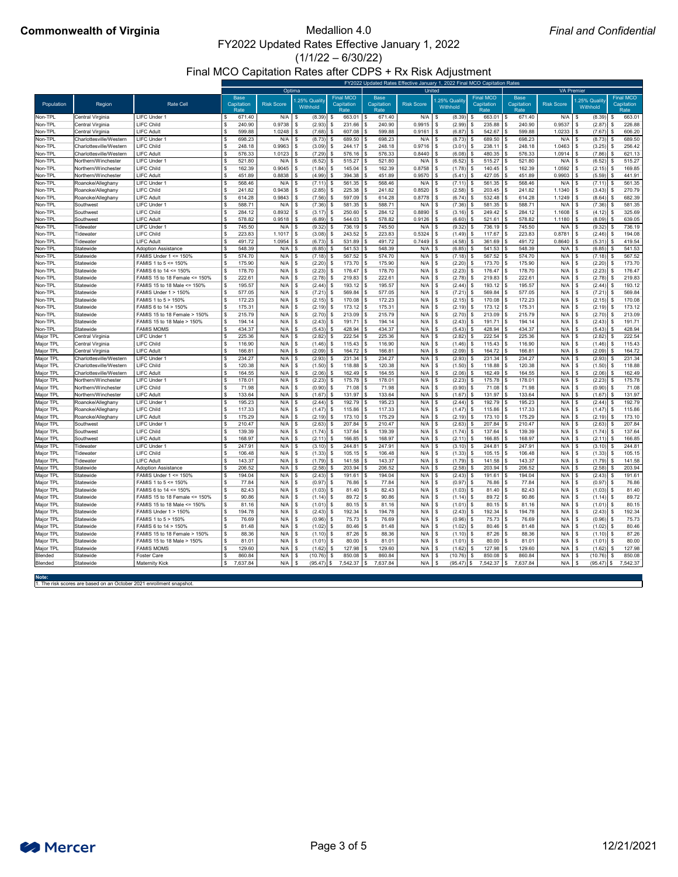**Commonwealth of Virginia** | Medallion 4.0 | *Final and Confidential*

# FY2022 Updated Rates Effective January 1, 2022
## (1/1/22 – 6/30/22)
## Final MCO Capitation Rates after CDPS + Rx Risk Adjustment

| | | | FY2022 Updated Rates Effective January 1, 2022 Final MCO Capitation Rates | | | | | | | | | | | |
|---|---|---|---|---|---|---|---|---|---|---|---|---|---|---|
| | | | Optima | | | | United | | | | VA Premier | | | |
| Population | Region | Rate Cell | Base Capitation Rate | Risk Score | 1.25% Quality Withhold | Final MCO Capitation Rate | Base Capitation Rate | Risk Score | 1.25% Quality Withhold | Final MCO Capitation Rate | Base Capitation Rate | Risk Score | 1.25% Quality Withhold | Final MCO Capitation Rate |
| Non-TPL | Central Virginia | LIFC Under 1 | $ 671.40 | N/A | $ (8.39) | $ 663.01 | $ 671.40 | N/A | $ (8.39) | $ 663.01 | $ 671.40 | N/A | $ (8.39) | $ 663.01 |
| Non-TPL | Central Virginia | LIFC Child | $ 240.90 | 0.9738 | $ (2.93) | $ 231.66 | $ 240.90 | 0.9915 | $ (2.99) | $ 235.88 | $ 240.90 | 0.9537 | $ (2.87) | $ 226.88 |
| Non-TPL | Central Virginia | LIFC Adult | $ 599.88 | 1.0248 | $ (7.68) | $ 607.08 | $ 599.88 | 0.9161 | $ (6.87) | $ 542.67 | $ 599.88 | 1.0233 | $ (7.67) | $ 606.20 |
| Non-TPL | Charlottesville/Western | LIFC Under 1 | $ 698.23 | N/A | $ (8.73) | $ 689.50 | $ 698.23 | N/A | $ (8.73) | $ 689.50 | $ 698.23 | N/A | $ (8.73) | $ 689.50 |
| Non-TPL | Charlottesville/Western | LIFC Child | $ 248.18 | 0.9963 | $ (3.09) | $ 244.17 | $ 248.18 | 0.9716 | $ (3.01) | $ 238.11 | $ 248.18 | 1.0463 | $ (3.25) | $ 256.42 |
| Non-TPL | Charlottesville/Western | LIFC Adult | $ 576.33 | 1.0123 | $ (7.29) | $ 576.16 | $ 576.33 | 0.8440 | $ (6.08) | $ 480.35 | $ 576.33 | 1.0914 | $ (7.86) | $ 621.13 |
| Non-TPL | Northern/Winchester | LIFC Under 1 | $ 521.80 | N/A | $ (6.52) | $ 515.27 | $ 521.80 | N/A | $ (6.52) | $ 515.27 | $ 521.80 | N/A | $ (6.52) | $ 515.27 |
| Non-TPL | Northern/Winchester | LIFC Child | $ 162.39 | 0.9045 | $ (1.84) | $ 145.04 | $ 162.39 | 0.8758 | $ (1.78) | $ 140.45 | $ 162.39 | 1.0592 | $ (2.15) | $ 169.85 |
| Non-TPL | Northern/Winchester | LIFC Adult | $ 451.89 | 0.8838 | $ (4.99) | $ 394.38 | $ 451.89 | 0.9570 | $ (5.41) | $ 427.05 | $ 451.89 | 0.9903 | $ (5.59) | $ 441.91 |
| Non-TPL | Roanoke/Alleghany | LIFC Under 1 | $ 568.46 | N/A | $ (7.11) | $ 561.35 | $ 568.46 | N/A | $ (7.11) | $ 561.35 | $ 568.46 | N/A | $ (7.11) | $ 561.35 |
| Non-TPL | Roanoke/Alleghany | LIFC Child | $ 241.82 | 0.9438 | $ (2.85) | $ 225.38 | $ 241.82 | 0.8520 | $ (2.58) | $ 203.45 | $ 241.82 | 1.1340 | $ (3.43) | $ 270.79 |
| Non-TPL | Roanoke/Alleghany | LIFC Adult | $ 614.28 | 0.9843 | $ (7.56) | $ 597.09 | $ 614.28 | 0.8778 | $ (6.74) | $ 532.48 | $ 614.28 | 1.1249 | $ (8.64) | $ 682.39 |
| Non-TPL | Southwest | LIFC Under 1 | $ 588.71 | N/A | $ (7.36) | $ 581.35 | $ 588.71 | N/A | $ (7.36) | $ 581.35 | $ 588.71 | N/A | $ (7.36) | $ 581.35 |
| Non-TPL | Southwest | LIFC Child | $ 284.12 | 0.8932 | $ (3.17) | $ 250.60 | $ 284.12 | 0.8890 | $ (3.16) | $ 249.42 | $ 284.12 | 1.1608 | $ (4.12) | $ 325.69 |
| Non-TPL | Southwest | LIFC Adult | $ 578.82 | 0.9518 | $ (6.89) | $ 544.03 | $ 578.82 | 0.9126 | $ (6.60) | $ 521.61 | $ 578.82 | 1.1180 | $ (8.09) | $ 639.05 |
| Non-TPL | Tidewater | LIFC Under 1 | $ 745.50 | N/A | $ (9.32) | $ 736.19 | $ 745.50 | N/A | $ (9.32) | $ 736.19 | $ 745.50 | N/A | $ (9.32) | $ 736.19 |
| Non-TPL | Tidewater | LIFC Child | $ 223.83 | 1.1017 | $ (3.08) | $ 243.52 | $ 223.83 | 0.5324 | $ (1.49) | $ 117.67 | $ 223.83 | 0.8781 | $ (2.46) | $ 194.08 |
| Non-TPL | Tidewater | LIFC Adult | $ 491.72 | 1.0954 | $ (6.73) | $ 531.89 | $ 491.72 | 0.7449 | $ (4.58) | $ 361.69 | $ 491.72 | 0.8640 | $ (5.31) | $ 419.54 |
| Non-TPL | Statewide | Adoption Assistance | $ 548.39 | N/A | $ (6.85) | $ 541.53 | $ 548.39 | N/A | $ (6.85) | $ 541.53 | $ 548.39 | N/A | $ (6.85) | $ 541.53 |
| Non-TPL | Statewide | FAMIS Under 1 <= 150% | $ 574.70 | N/A | $ (7.18) | $ 567.52 | $ 574.70 | N/A | $ (7.18) | $ 567.52 | $ 574.70 | N/A | $ (7.18) | $ 567.52 |
| Non-TPL | Statewide | FAMIS 1 to 5 <= 150% | $ 175.90 | N/A | $ (2.20) | $ 173.70 | $ 175.90 | N/A | $ (2.20) | $ 173.70 | $ 175.90 | N/A | $ (2.20) | $ 173.70 |
| Non-TPL | Statewide | FAMIS 6 to 14 <= 150% | $ 178.70 | N/A | $ (2.23) | $ 176.47 | $ 178.70 | N/A | $ (2.23) | $ 176.47 | $ 178.70 | N/A | $ (2.23) | $ 176.47 |
| Non-TPL | Statewide | FAMIS 15 to 18 Female <= 150% | $ 222.61 | N/A | $ (2.78) | $ 219.83 | $ 222.61 | N/A | $ (2.78) | $ 219.83 | $ 222.61 | N/A | $ (2.78) | $ 219.83 |
| Non-TPL | Statewide | FAMIS 15 to 18 Male <= 150% | $ 195.57 | N/A | $ (2.44) | $ 193.12 | $ 195.57 | N/A | $ (2.44) | $ 193.12 | $ 195.57 | N/A | $ (2.44) | $ 193.12 |
| Non-TPL | Statewide | FAMIS Under 1 > 150% | $ 577.05 | N/A | $ (7.21) | $ 569.84 | $ 577.05 | N/A | $ (7.21) | $ 569.84 | $ 577.05 | N/A | $ (7.21) | $ 569.84 |
| Non-TPL | Statewide | FAMIS 1 to 5 > 150% | $ 172.23 | N/A | $ (2.15) | $ 170.08 | $ 172.23 | N/A | $ (2.15) | $ 170.08 | $ 172.23 | N/A | $ (2.15) | $ 170.08 |
| Non-TPL | Statewide | FAMIS 6 to 14 > 150% | $ 175.31 | N/A | $ (2.19) | $ 173.12 | $ 175.31 | N/A | $ (2.19) | $ 173.12 | $ 175.31 | N/A | $ (2.19) | $ 173.12 |
| Non-TPL | Statewide | FAMIS 15 to 18 Female > 150% | $ 215.79 | N/A | $ (2.70) | $ 213.09 | $ 215.79 | N/A | $ (2.70) | $ 213.09 | $ 215.79 | N/A | $ (2.70) | $ 213.09 |
| Non-TPL | Statewide | FAMIS 15 to 18 Male > 150% | $ 194.14 | N/A | $ (2.43) | $ 191.71 | $ 194.14 | N/A | $ (2.43) | $ 191.71 | $ 194.14 | N/A | $ (2.43) | $ 191.71 |
| Non-TPL | Statewide | FAMIS MOMS | $ 434.37 | N/A | $ (5.43) | $ 428.94 | $ 434.37 | N/A | $ (5.43) | $ 428.94 | $ 434.37 | N/A | $ (5.43) | $ 428.94 |
| Major TPL | Central Virginia | LIFC Under 1 | $ 225.36 | N/A | $ (2.82) | $ 222.54 | $ 225.36 | N/A | $ (2.82) | $ 222.54 | $ 225.36 | N/A | $ (2.82) | $ 222.54 |
| Major TPL | Central Virginia | LIFC Child | $ 116.90 | N/A | $ (1.46) | $ 115.43 | $ 116.90 | N/A | $ (1.46) | $ 115.43 | $ 116.90 | N/A | $ (1.46) | $ 115.43 |
| Major TPL | Central Virginia | LIFC Adult | $ 166.81 | N/A | $ (2.09) | $ 164.72 | $ 166.81 | N/A | $ (2.09) | $ 164.72 | $ 166.81 | N/A | $ (2.09) | $ 164.72 |
| Major TPL | Charlottesville/Western | LIFC Under 1 | $ 234.27 | N/A | $ (2.93) | $ 231.34 | $ 234.27 | N/A | $ (2.93) | $ 231.34 | $ 234.27 | N/A | $ (2.93) | $ 231.34 |
| Major TPL | Charlottesville/Western | LIFC Child | $ 120.38 | N/A | $ (1.50) | $ 118.88 | $ 120.38 | N/A | $ (1.50) | $ 118.88 | $ 120.38 | N/A | $ (1.50) | $ 118.88 |
| Major TPL | Charlottesville/Western | LIFC Adult | $ 164.55 | N/A | $ (2.06) | $ 162.49 | $ 164.55 | N/A | $ (2.06) | $ 162.49 | $ 164.55 | N/A | $ (2.06) | $ 162.49 |
| Major TPL | Northern/Winchester | LIFC Under 1 | $ 178.01 | N/A | $ (2.23) | $ 175.78 | $ 178.01 | N/A | $ (2.23) | $ 175.78 | $ 178.01 | N/A | $ (2.23) | $ 175.78 |
| Major TPL | Northern/Winchester | LIFC Child | $ 71.98 | N/A | $ (0.90) | $ 71.08 | $ 71.98 | N/A | $ (0.90) | $ 71.08 | $ 71.98 | N/A | $ (0.90) | $ 71.08 |
| Major TPL | Northern/Winchester | LIFC Adult | $ 133.64 | N/A | $ (1.67) | $ 131.97 | $ 133.64 | N/A | $ (1.67) | $ 131.97 | $ 133.64 | N/A | $ (1.67) | $ 131.97 |
| Major TPL | Roanoke/Alleghany | LIFC Under 1 | $ 195.23 | N/A | $ (2.44) | $ 192.79 | $ 195.23 | N/A | $ (2.44) | $ 192.79 | $ 195.23 | N/A | $ (2.44) | $ 192.79 |
| Major TPL | Roanoke/Alleghany | LIFC Child | $ 117.33 | N/A | $ (1.47) | $ 115.86 | $ 117.33 | N/A | $ (1.47) | $ 115.86 | $ 117.33 | N/A | $ (1.47) | $ 115.86 |
| Major TPL | Roanoke/Alleghany | LIFC Adult | $ 175.29 | N/A | $ (2.19) | $ 173.10 | $ 175.29 | N/A | $ (2.19) | $ 173.10 | $ 175.29 | N/A | $ (2.19) | $ 173.10 |
| Major TPL | Southwest | LIFC Under 1 | $ 210.47 | N/A | $ (2.63) | $ 207.84 | $ 210.47 | N/A | $ (2.63) | $ 207.84 | $ 210.47 | N/A | $ (2.63) | $ 207.84 |
| Major TPL | Southwest | LIFC Child | $ 139.39 | N/A | $ (1.74) | $ 137.64 | $ 139.39 | N/A | $ (1.74) | $ 137.64 | $ 139.39 | N/A | $ (1.74) | $ 137.64 |
| Major TPL | Southwest | LIFC Adult | $ 168.97 | N/A | $ (2.11) | $ 166.85 | $ 168.97 | N/A | $ (2.11) | $ 166.85 | $ 168.97 | N/A | $ (2.11) | $ 166.85 |
| Major TPL | Tidewater | LIFC Under 1 | $ 247.91 | N/A | $ (3.10) | $ 244.81 | $ 247.91 | N/A | $ (3.10) | $ 244.81 | $ 247.91 | N/A | $ (3.10) | $ 244.81 |
| Major TPL | Tidewater | LIFC Child | $ 106.48 | N/A | $ (1.33) | $ 105.15 | $ 106.48 | N/A | $ (1.33) | $ 105.15 | $ 106.48 | N/A | $ (1.33) | $ 105.15 |
| Major TPL | Tidewater | LIFC Adult | $ 143.37 | N/A | $ (1.79) | $ 141.58 | $ 143.37 | N/A | $ (1.79) | $ 141.58 | $ 143.37 | N/A | $ (1.79) | $ 141.58 |
| Major TPL | Statewide | Adoption Assistance | $ 206.52 | N/A | $ (2.58) | $ 203.94 | $ 206.52 | N/A | $ (2.58) | $ 203.94 | $ 206.52 | N/A | $ (2.58) | $ 203.94 |
| Major TPL | Statewide | FAMIS Under 1 <= 150% | $ 194.04 | N/A | $ (2.43) | $ 191.61 | $ 194.04 | N/A | $ (2.43) | $ 191.61 | $ 194.04 | N/A | $ (2.43) | $ 191.61 |
| Major TPL | Statewide | FAMIS 1 to 5 <= 150% | $ 77.84 | N/A | $ (0.97) | $ 76.86 | $ 77.84 | N/A | $ (0.97) | $ 76.86 | $ 77.84 | N/A | $ (0.97) | $ 76.86 |
| Major TPL | Statewide | FAMIS 6 to 14 <= 150% | $ 82.43 | N/A | $ (1.03) | $ 81.40 | $ 82.43 | N/A | $ (1.03) | $ 81.40 | $ 82.43 | N/A | $ (1.03) | $ 81.40 |
| Major TPL | Statewide | FAMIS 15 to 18 Female <= 150% | $ 90.86 | N/A | $ (1.14) | $ 89.72 | $ 90.86 | N/A | $ (1.14) | $ 89.72 | $ 90.86 | N/A | $ (1.14) | $ 89.72 |
| Major TPL | Statewide | FAMIS 15 to 18 Male <= 150% | $ 81.16 | N/A | $ (1.01) | $ 80.15 | $ 81.16 | N/A | $ (1.01) | $ 80.15 | $ 81.16 | N/A | $ (1.01) | $ 80.15 |
| Major TPL | Statewide | FAMIS Under 1 > 150% | $ 194.78 | N/A | $ (2.43) | $ 192.34 | $ 194.78 | N/A | $ (2.43) | $ 192.34 | $ 194.78 | N/A | $ (2.43) | $ 192.34 |
| Major TPL | Statewide | FAMIS 1 to 5 > 150% | $ 76.69 | N/A | $ (0.96) | $ 75.73 | $ 76.69 | N/A | $ (0.96) | $ 75.73 | $ 76.69 | N/A | $ (0.96) | $ 75.73 |
| Major TPL | Statewide | FAMIS 6 to 14 > 150% | $ 81.48 | N/A | $ (1.02) | $ 80.46 | $ 81.48 | N/A | $ (1.02) | $ 80.46 | $ 81.48 | N/A | $ (1.02) | $ 80.46 |
| Major TPL | Statewide | FAMIS 15 to 18 Female > 150% | $ 88.36 | N/A | $ (1.10) | $ 87.26 | $ 88.36 | N/A | $ (1.10) | $ 87.26 | $ 88.36 | N/A | $ (1.10) | $ 87.26 |
| Major TPL | Statewide | FAMIS 15 to 18 Male > 150% | $ 81.01 | N/A | $ (1.01) | $ 80.00 | $ 81.01 | N/A | $ (1.01) | $ 80.00 | $ 81.01 | N/A | $ (1.01) | $ 80.00 |
| Major TPL | Statewide | FAMIS MOMS | $ 129.60 | N/A | $ (1.62) | $ 127.98 | $ 129.60 | N/A | $ (1.62) | $ 127.98 | $ 129.60 | N/A | $ (1.62) | $ 127.98 |
| Blended | Statewide | Foster Care | $ 860.84 | N/A | $ (10.76) | $ 850.08 | $ 860.84 | N/A | $ (10.76) | $ 850.08 | $ 860.84 | N/A | $ (10.76) | $ 850.08 |
| Blended | Statewide | Maternity Kick | $ 7,637.84 | N/A | $ (95.47) | $ 7,542.37 | $ 7,637.84 | N/A | $ (95.47) | $ 7,542.37 | $ 7,637.84 | N/A | $ (95.47) | $ 7,542.37 |

**Note:**
1. The risk scores are based on an October 2021 enrollment snapshot.

Mercer | 12/21/2021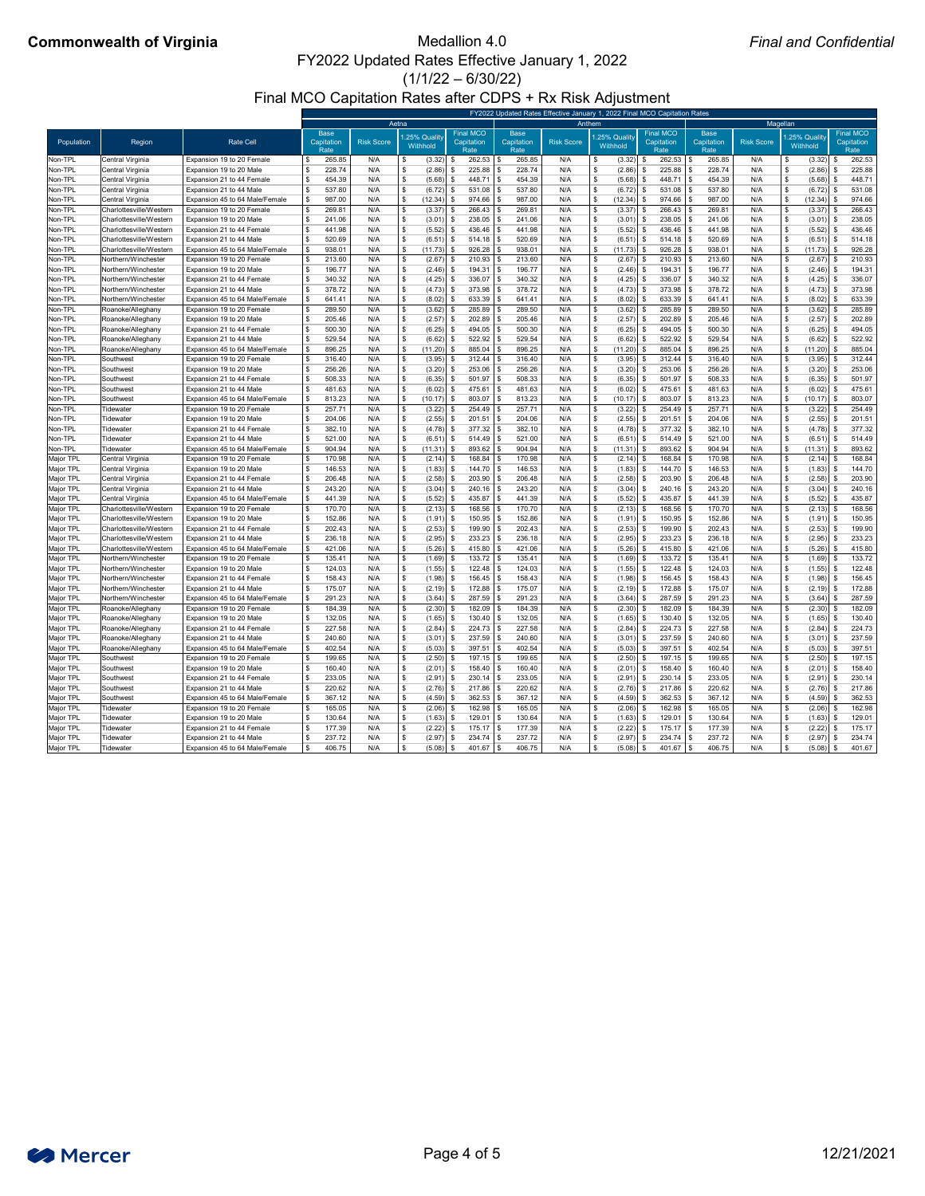**Commonwealth of Virginia**

*Final and Confidential*

# Medallion 4.0
## FY2022 Updated Rates Effective January 1, 2022
## (1/1/22 – 6/30/22)
## Final MCO Capitation Rates after CDPS + Rx Risk Adjustment

| | | | FY2022 Updated Rates Effective January 1, 2022 Final MCO Capitation Rates | | | | | | | | | | | |
|---|---|---|---|---|---|---|---|---|---|---|---|---|---|---|
| | | | Aetna | | | | Anthem | | | | Magellan | | | |
| Population | Region | Rate Cell | Base Capitation Rate | Risk Score | 1.25% Quality Withhold | Final MCO Capitation Rate | Base Capitation Rate | Risk Score | 1.25% Quality Withhold | Final MCO Capitation Rate | Base Capitation Rate | Risk Score | 1.25% Quality Withhold | Final MCO Capitation Rate |
| Non-TPL | Central Virginia | Expansion 19 to 20 Female | $ 265.85 | N/A | $ (3.32) | $ 262.53 | $ 265.85 | N/A | $ (3.32) | $ 262.53 | $ 265.85 | N/A | $ (3.32) | $ 262.53 |
| Non-TPL | Central Virginia | Expansion 19 to 20 Male | $ 228.74 | N/A | $ (2.86) | $ 225.88 | $ 228.74 | N/A | $ (2.86) | $ 225.88 | $ 228.74 | N/A | $ (2.86) | $ 225.88 |
| Non-TPL | Central Virginia | Expansion 21 to 44 Female | $ 454.39 | N/A | $ (5.68) | $ 448.71 | $ 454.39 | N/A | $ (5.68) | $ 448.71 | $ 454.39 | N/A | $ (5.68) | $ 448.71 |
| Non-TPL | Central Virginia | Expansion 21 to 44 Male | $ 537.80 | N/A | $ (6.72) | $ 531.08 | $ 537.80 | N/A | $ (6.72) | $ 531.08 | $ 537.80 | N/A | $ (6.72) | $ 531.08 |
| Non-TPL | Central Virginia | Expansion 45 to 64 Male/Female | $ 987.00 | N/A | $ (12.34) | $ 974.66 | $ 987.00 | N/A | $ (12.34) | $ 974.66 | $ 987.00 | N/A | $ (12.34) | $ 974.66 |
| Non-TPL | Charlottesville/Western | Expansion 19 to 20 Female | $ 269.81 | N/A | $ (3.37) | $ 266.43 | $ 269.81 | N/A | $ (3.37) | $ 266.43 | $ 269.81 | N/A | $ (3.37) | $ 266.43 |
| Non-TPL | Charlottesville/Western | Expansion 19 to 20 Male | $ 241.06 | N/A | $ (3.01) | $ 238.05 | $ 241.06 | N/A | $ (3.01) | $ 238.05 | $ 241.06 | N/A | $ (3.01) | $ 238.05 |
| Non-TPL | Charlottesville/Western | Expansion 21 to 44 Female | $ 441.98 | N/A | $ (5.52) | $ 436.46 | $ 441.98 | N/A | $ (5.52) | $ 436.46 | $ 441.98 | N/A | $ (5.52) | $ 436.46 |
| Non-TPL | Charlottesville/Western | Expansion 21 to 44 Male | $ 520.69 | N/A | $ (6.51) | $ 514.18 | $ 520.69 | N/A | $ (6.51) | $ 514.18 | $ 520.69 | N/A | $ (6.51) | $ 514.18 |
| Non-TPL | Charlottesville/Western | Expansion 45 to 64 Male/Female | $ 938.01 | N/A | $ (11.73) | $ 926.28 | $ 938.01 | N/A | $ (11.73) | $ 926.28 | $ 938.01 | N/A | $ (11.73) | $ 926.28 |
| Non-TPL | Northern/Winchester | Expansion 19 to 20 Female | $ 213.60 | N/A | $ (2.67) | $ 210.93 | $ 213.60 | N/A | $ (2.67) | $ 210.93 | $ 213.60 | N/A | $ (2.67) | $ 210.93 |
| Non-TPL | Northern/Winchester | Expansion 19 to 20 Male | $ 196.77 | N/A | $ (2.46) | $ 194.31 | $ 196.77 | N/A | $ (2.46) | $ 194.31 | $ 196.77 | N/A | $ (2.46) | $ 194.31 |
| Non-TPL | Northern/Winchester | Expansion 21 to 44 Female | $ 340.32 | N/A | $ (4.25) | $ 336.07 | $ 340.32 | N/A | $ (4.25) | $ 336.07 | $ 340.32 | N/A | $ (4.25) | $ 336.07 |
| Non-TPL | Northern/Winchester | Expansion 21 to 44 Male | $ 378.72 | N/A | $ (4.73) | $ 373.98 | $ 378.72 | N/A | $ (4.73) | $ 373.98 | $ 378.72 | N/A | $ (4.73) | $ 373.98 |
| Non-TPL | Northern/Winchester | Expansion 45 to 64 Male/Female | $ 641.41 | N/A | $ (8.02) | $ 633.39 | $ 641.41 | N/A | $ (8.02) | $ 633.39 | $ 641.41 | N/A | $ (8.02) | $ 633.39 |
| Non-TPL | Roanoke/Alleghany | Expansion 19 to 20 Female | $ 289.50 | N/A | $ (3.62) | $ 285.89 | $ 289.50 | N/A | $ (3.62) | $ 285.89 | $ 289.50 | N/A | $ (3.62) | $ 285.89 |
| Non-TPL | Roanoke/Alleghany | Expansion 19 to 20 Male | $ 205.46 | N/A | $ (2.57) | $ 202.89 | $ 205.46 | N/A | $ (2.57) | $ 202.89 | $ 205.46 | N/A | $ (2.57) | $ 202.89 |
| Non-TPL | Roanoke/Alleghany | Expansion 21 to 44 Female | $ 500.30 | N/A | $ (6.25) | $ 494.05 | $ 500.30 | N/A | $ (6.25) | $ 494.05 | $ 500.30 | N/A | $ (6.25) | $ 494.05 |
| Non-TPL | Roanoke/Alleghany | Expansion 21 to 44 Male | $ 529.54 | N/A | $ (6.62) | $ 522.92 | $ 529.54 | N/A | $ (6.62) | $ 522.92 | $ 529.54 | N/A | $ (6.62) | $ 522.92 |
| Non-TPL | Roanoke/Alleghany | Expansion 45 to 64 Male/Female | $ 896.25 | N/A | $ (11.20) | $ 885.04 | $ 896.25 | N/A | $ (11.20) | $ 885.04 | $ 896.25 | N/A | $ (11.20) | $ 885.04 |
| Non-TPL | Southwest | Expansion 19 to 20 Female | $ 316.40 | N/A | $ (3.95) | $ 312.44 | $ 316.40 | N/A | $ (3.95) | $ 312.44 | $ 316.40 | N/A | $ (3.95) | $ 312.44 |
| Non-TPL | Southwest | Expansion 19 to 20 Male | $ 256.26 | N/A | $ (3.20) | $ 253.06 | $ 256.26 | N/A | $ (3.20) | $ 253.06 | $ 256.26 | N/A | $ (3.20) | $ 253.06 |
| Non-TPL | Southwest | Expansion 21 to 44 Female | $ 508.33 | N/A | $ (6.35) | $ 501.97 | $ 508.33 | N/A | $ (6.35) | $ 501.97 | $ 508.33 | N/A | $ (6.35) | $ 501.97 |
| Non-TPL | Southwest | Expansion 21 to 44 Male | $ 481.63 | N/A | $ (6.02) | $ 475.61 | $ 481.63 | N/A | $ (6.02) | $ 475.61 | $ 481.63 | N/A | $ (6.02) | $ 475.61 |
| Non-TPL | Southwest | Expansion 45 to 64 Male/Female | $ 813.23 | N/A | $ (10.17) | $ 803.07 | $ 813.23 | N/A | $ (10.17) | $ 803.07 | $ 813.23 | N/A | $ (10.17) | $ 803.07 |
| Non-TPL | Tidewater | Expansion 19 to 20 Female | $ 257.71 | N/A | $ (3.22) | $ 254.49 | $ 257.71 | N/A | $ (3.22) | $ 254.49 | $ 257.71 | N/A | $ (3.22) | $ 254.49 |
| Non-TPL | Tidewater | Expansion 19 to 20 Male | $ 204.06 | N/A | $ (2.55) | $ 201.51 | $ 204.06 | N/A | $ (2.55) | $ 201.51 | $ 204.06 | N/A | $ (2.55) | $ 201.51 |
| Non-TPL | Tidewater | Expansion 21 to 44 Female | $ 382.10 | N/A | $ (4.78) | $ 377.32 | $ 382.10 | N/A | $ (4.78) | $ 377.32 | $ 382.10 | N/A | $ (4.78) | $ 377.32 |
| Non-TPL | Tidewater | Expansion 21 to 44 Male | $ 521.00 | N/A | $ (6.51) | $ 514.49 | $ 521.00 | N/A | $ (6.51) | $ 514.49 | $ 521.00 | N/A | $ (6.51) | $ 514.49 |
| Non-TPL | Tidewater | Expansion 45 to 64 Male/Female | $ 904.94 | N/A | $ (11.31) | $ 893.62 | $ 904.94 | N/A | $ (11.31) | $ 893.62 | $ 904.94 | N/A | $ (11.31) | $ 893.62 |
| Major TPL | Central Virginia | Expansion 19 to 20 Female | $ 170.98 | N/A | $ (2.14) | $ 168.84 | $ 170.98 | N/A | $ (2.14) | $ 168.84 | $ 170.98 | N/A | $ (2.14) | $ 168.84 |
| Major TPL | Central Virginia | Expansion 19 to 20 Male | $ 146.53 | N/A | $ (1.83) | $ 144.70 | $ 146.53 | N/A | $ (1.83) | $ 144.70 | $ 146.53 | N/A | $ (1.83) | $ 144.70 |
| Major TPL | Central Virginia | Expansion 21 to 44 Female | $ 206.48 | N/A | $ (2.58) | $ 203.90 | $ 206.48 | N/A | $ (2.58) | $ 203.90 | $ 206.48 | N/A | $ (2.58) | $ 203.90 |
| Major TPL | Central Virginia | Expansion 21 to 44 Male | $ 243.20 | N/A | $ (3.04) | $ 240.16 | $ 243.20 | N/A | $ (3.04) | $ 240.16 | $ 243.20 | N/A | $ (3.04) | $ 240.16 |
| Major TPL | Central Virginia | Expansion 45 to 64 Male/Female | $ 441.39 | N/A | $ (5.52) | $ 435.87 | $ 441.39 | N/A | $ (5.52) | $ 435.87 | $ 441.39 | N/A | $ (5.52) | $ 435.87 |
| Major TPL | Charlottesville/Western | Expansion 19 to 20 Female | $ 170.70 | N/A | $ (2.13) | $ 168.56 | $ 170.70 | N/A | $ (2.13) | $ 168.56 | $ 170.70 | N/A | $ (2.13) | $ 168.56 |
| Major TPL | Charlottesville/Western | Expansion 19 to 20 Male | $ 152.86 | N/A | $ (1.91) | $ 150.95 | $ 152.86 | N/A | $ (1.91) | $ 150.95 | $ 152.86 | N/A | $ (1.91) | $ 150.95 |
| Major TPL | Charlottesville/Western | Expansion 21 to 44 Female | $ 202.43 | N/A | $ (2.53) | $ 199.90 | $ 202.43 | N/A | $ (2.53) | $ 199.90 | $ 202.43 | N/A | $ (2.53) | $ 199.90 |
| Major TPL | Charlottesville/Western | Expansion 21 to 44 Male | $ 236.18 | N/A | $ (2.95) | $ 233.23 | $ 236.18 | N/A | $ (2.95) | $ 233.23 | $ 236.18 | N/A | $ (2.95) | $ 233.23 |
| Major TPL | Charlottesville/Western | Expansion 45 to 64 Male/Female | $ 421.06 | N/A | $ (5.26) | $ 415.80 | $ 421.06 | N/A | $ (5.26) | $ 415.80 | $ 421.06 | N/A | $ (5.26) | $ 415.80 |
| Major TPL | Northern/Winchester | Expansion 19 to 20 Female | $ 135.41 | N/A | $ (1.69) | $ 133.72 | $ 135.41 | N/A | $ (1.69) | $ 133.72 | $ 135.41 | N/A | $ (1.69) | $ 133.72 |
| Major TPL | Northern/Winchester | Expansion 19 to 20 Male | $ 124.03 | N/A | $ (1.55) | $ 122.48 | $ 124.03 | N/A | $ (1.55) | $ 122.48 | $ 124.03 | N/A | $ (1.55) | $ 122.48 |
| Major TPL | Northern/Winchester | Expansion 21 to 44 Female | $ 158.43 | N/A | $ (1.98) | $ 156.45 | $ 158.43 | N/A | $ (1.98) | $ 156.45 | $ 158.43 | N/A | $ (1.98) | $ 156.45 |
| Major TPL | Northern/Winchester | Expansion 21 to 44 Male | $ 175.07 | N/A | $ (2.19) | $ 172.88 | $ 175.07 | N/A | $ (2.19) | $ 172.88 | $ 175.07 | N/A | $ (2.19) | $ 172.88 |
| Major TPL | Northern/Winchester | Expansion 45 to 64 Male/Female | $ 291.23 | N/A | $ (3.64) | $ 287.59 | $ 291.23 | N/A | $ (3.64) | $ 287.59 | $ 291.23 | N/A | $ (3.64) | $ 287.59 |
| Major TPL | Roanoke/Alleghany | Expansion 19 to 20 Female | $ 184.39 | N/A | $ (2.30) | $ 182.09 | $ 184.39 | N/A | $ (2.30) | $ 182.09 | $ 184.39 | N/A | $ (2.30) | $ 182.09 |
| Major TPL | Roanoke/Alleghany | Expansion 19 to 20 Male | $ 132.05 | N/A | $ (1.65) | $ 130.40 | $ 132.05 | N/A | $ (1.65) | $ 130.40 | $ 132.05 | N/A | $ (1.65) | $ 130.40 |
| Major TPL | Roanoke/Alleghany | Expansion 21 to 44 Female | $ 227.58 | N/A | $ (2.84) | $ 224.73 | $ 227.58 | N/A | $ (2.84) | $ 224.73 | $ 227.58 | N/A | $ (2.84) | $ 224.73 |
| Major TPL | Roanoke/Alleghany | Expansion 21 to 44 Male | $ 240.60 | N/A | $ (3.01) | $ 237.59 | $ 240.60 | N/A | $ (3.01) | $ 237.59 | $ 240.60 | N/A | $ (3.01) | $ 237.59 |
| Major TPL | Roanoke/Alleghany | Expansion 45 to 64 Male/Female | $ 402.54 | N/A | $ (5.03) | $ 397.51 | $ 402.54 | N/A | $ (5.03) | $ 397.51 | $ 402.54 | N/A | $ (5.03) | $ 397.51 |
| Major TPL | Southwest | Expansion 19 to 20 Female | $ 199.65 | N/A | $ (2.50) | $ 197.15 | $ 199.65 | N/A | $ (2.50) | $ 197.15 | $ 199.65 | N/A | $ (2.50) | $ 197.15 |
| Major TPL | Southwest | Expansion 19 to 20 Male | $ 160.40 | N/A | $ (2.01) | $ 158.40 | $ 160.40 | N/A | $ (2.01) | $ 158.40 | $ 160.40 | N/A | $ (2.01) | $ 158.40 |
| Major TPL | Southwest | Expansion 21 to 44 Female | $ 233.05 | N/A | $ (2.91) | $ 230.14 | $ 233.05 | N/A | $ (2.91) | $ 230.14 | $ 233.05 | N/A | $ (2.91) | $ 230.14 |
| Major TPL | Southwest | Expansion 21 to 44 Male | $ 220.62 | N/A | $ (2.76) | $ 217.86 | $ 220.62 | N/A | $ (2.76) | $ 217.86 | $ 220.62 | N/A | $ (2.76) | $ 217.86 |
| Major TPL | Southwest | Expansion 45 to 64 Male/Female | $ 367.12 | N/A | $ (4.59) | $ 362.53 | $ 367.12 | N/A | $ (4.59) | $ 362.53 | $ 367.12 | N/A | $ (4.59) | $ 362.53 |
| Major TPL | Tidewater | Expansion 19 to 20 Female | $ 165.05 | N/A | $ (2.06) | $ 162.98 | $ 165.05 | N/A | $ (2.06) | $ 162.98 | $ 165.05 | N/A | $ (2.06) | $ 162.98 |
| Major TPL | Tidewater | Expansion 19 to 20 Male | $ 130.64 | N/A | $ (1.63) | $ 129.01 | $ 130.64 | N/A | $ (1.63) | $ 129.01 | $ 130.64 | N/A | $ (1.63) | $ 129.01 |
| Major TPL | Tidewater | Expansion 21 to 44 Female | $ 177.39 | N/A | $ (2.22) | $ 175.17 | $ 177.39 | N/A | $ (2.22) | $ 175.17 | $ 177.39 | N/A | $ (2.22) | $ 175.17 |
| Major TPL | Tidewater | Expansion 21 to 44 Male | $ 237.72 | N/A | $ (2.97) | $ 234.74 | $ 237.72 | N/A | $ (2.97) | $ 234.74 | $ 237.72 | N/A | $ (2.97) | $ 234.74 |
| Major TPL | Tidewater | Expansion 45 to 64 Male/Female | $ 406.75 | N/A | $ (5.08) | $ 401.67 | $ 406.75 | N/A | $ (5.08) | $ 401.67 | $ 406.75 | N/A | $ (5.08) | $ 401.67 |

12/21/2021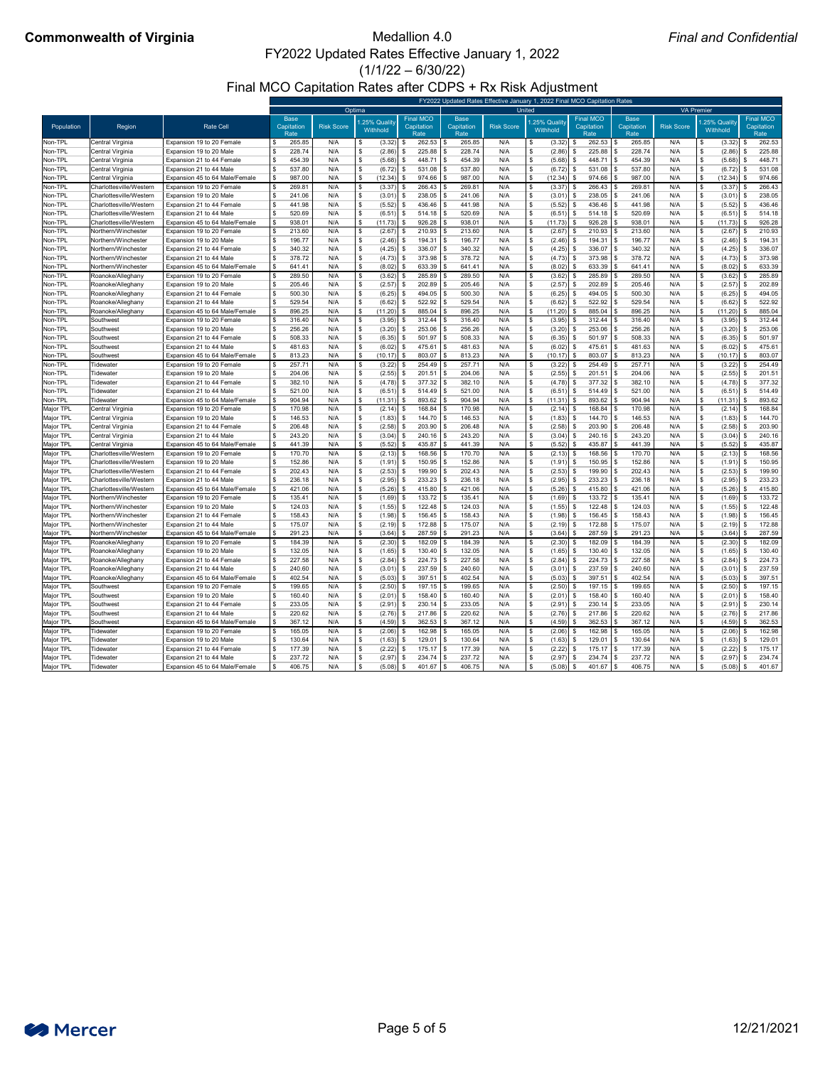**Commonwealth of Virginia**

Medallion 4.0
FY2022 Updated Rates Effective January 1, 2022
(1/1/22 – 6/30/22)
Final MCO Capitation Rates after CDPS + Rx Risk Adjustment

*Final and Confidential*

| | | | FY2022 Updated Rates Effective January 1, 2022 Final MCO Capitation Rates | | | | | | | | | | | |
|---|---|---|---|---|---|---|---|---|---|---|---|---|---|---|
| | | | Optima | | | | United | | | | VA Premier | | | |
| Population | Region | Rate Cell | Base Capitation Rate | Risk Score | 1.25% Quality Withhold | Final MCO Capitation Rate | Base Capitation Rate | Risk Score | 1.25% Quality Withhold | Final MCO Capitation Rate | Base Capitation Rate | Risk Score | 1.25% Quality Withhold | Final MCO Capitation Rate |
| Non-TPL | Central Virginia | Expansion 19 to 20 Female | $ 265.85 | N/A | $ (3.32) | $ 262.53 | $ 265.85 | N/A | $ (3.32) | $ 262.53 | $ 265.85 | N/A | $ (3.32) | $ 262.53 |
| Non-TPL | Central Virginia | Expansion 19 to 20 Male | $ 228.74 | N/A | $ (2.86) | $ 225.88 | $ 228.74 | N/A | $ (2.86) | $ 225.88 | $ 228.74 | N/A | $ (2.86) | $ 225.88 |
| Non-TPL | Central Virginia | Expansion 21 to 44 Female | $ 454.39 | N/A | $ (5.68) | $ 448.71 | $ 454.39 | N/A | $ (5.68) | $ 448.71 | $ 454.39 | N/A | $ (5.68) | $ 448.71 |
| Non-TPL | Central Virginia | Expansion 21 to 44 Male | $ 537.80 | N/A | $ (6.72) | $ 531.08 | $ 537.80 | N/A | $ (6.72) | $ 531.08 | $ 537.80 | N/A | $ (6.72) | $ 531.08 |
| Non-TPL | Central Virginia | Expansion 45 to 64 Male/Female | $ 987.00 | N/A | $ (12.34) | $ 974.66 | $ 987.00 | N/A | $ (12.34) | $ 974.66 | $ 987.00 | N/A | $ (12.34) | $ 974.66 |
| Non-TPL | Charlottesville/Western | Expansion 19 to 20 Female | $ 269.81 | N/A | $ (3.37) | $ 266.43 | $ 269.81 | N/A | $ (3.37) | $ 266.43 | $ 269.81 | N/A | $ (3.37) | $ 266.43 |
| Non-TPL | Charlottesville/Western | Expansion 19 to 20 Male | $ 241.06 | N/A | $ (3.01) | $ 238.05 | $ 241.06 | N/A | $ (3.01) | $ 238.05 | $ 241.06 | N/A | $ (3.01) | $ 238.05 |
| Non-TPL | Charlottesville/Western | Expansion 21 to 44 Female | $ 441.98 | N/A | $ (5.52) | $ 436.46 | $ 441.98 | N/A | $ (5.52) | $ 436.46 | $ 441.98 | N/A | $ (5.52) | $ 436.46 |
| Non-TPL | Charlottesville/Western | Expansion 21 to 44 Male | $ 520.69 | N/A | $ (6.51) | $ 514.18 | $ 520.69 | N/A | $ (6.51) | $ 514.18 | $ 520.69 | N/A | $ (6.51) | $ 514.18 |
| Non-TPL | Charlottesville/Western | Expansion 45 to 64 Male/Female | $ 938.01 | N/A | $ (11.73) | $ 926.28 | $ 938.01 | N/A | $ (11.73) | $ 926.28 | $ 938.01 | N/A | $ (11.73) | $ 926.28 |
| Non-TPL | Northern/Winchester | Expansion 19 to 20 Female | $ 213.60 | N/A | $ (2.67) | $ 210.93 | $ 213.60 | N/A | $ (2.67) | $ 210.93 | $ 213.60 | N/A | $ (2.67) | $ 210.93 |
| Non-TPL | Northern/Winchester | Expansion 19 to 20 Male | $ 196.77 | N/A | $ (2.46) | $ 194.31 | $ 196.77 | N/A | $ (2.46) | $ 194.31 | $ 196.77 | N/A | $ (2.46) | $ 194.31 |
| Non-TPL | Northern/Winchester | Expansion 21 to 44 Female | $ 340.32 | N/A | $ (4.25) | $ 336.07 | $ 340.32 | N/A | $ (4.25) | $ 336.07 | $ 340.32 | N/A | $ (4.25) | $ 336.07 |
| Non-TPL | Northern/Winchester | Expansion 21 to 44 Male | $ 378.72 | N/A | $ (4.73) | $ 373.98 | $ 378.72 | N/A | $ (4.73) | $ 373.98 | $ 378.72 | N/A | $ (4.73) | $ 373.98 |
| Non-TPL | Northern/Winchester | Expansion 45 to 64 Male/Female | $ 641.41 | N/A | $ (8.02) | $ 633.39 | $ 641.41 | N/A | $ (8.02) | $ 633.39 | $ 641.41 | N/A | $ (8.02) | $ 633.39 |
| Non-TPL | Roanoke/Alleghany | Expansion 19 to 20 Female | $ 289.50 | N/A | $ (3.62) | $ 285.89 | $ 289.50 | N/A | $ (3.62) | $ 285.89 | $ 289.50 | N/A | $ (3.62) | $ 285.89 |
| Non-TPL | Roanoke/Alleghany | Expansion 19 to 20 Male | $ 205.46 | N/A | $ (2.57) | $ 202.89 | $ 205.46 | N/A | $ (2.57) | $ 202.89 | $ 205.46 | N/A | $ (2.57) | $ 202.89 |
| Non-TPL | Roanoke/Alleghany | Expansion 21 to 44 Female | $ 500.30 | N/A | $ (6.25) | $ 494.05 | $ 500.30 | N/A | $ (6.25) | $ 494.05 | $ 500.30 | N/A | $ (6.25) | $ 494.05 |
| Non-TPL | Roanoke/Alleghany | Expansion 21 to 44 Male | $ 529.54 | N/A | $ (6.62) | $ 522.92 | $ 529.54 | N/A | $ (6.62) | $ 522.92 | $ 529.54 | N/A | $ (6.62) | $ 522.92 |
| Non-TPL | Roanoke/Alleghany | Expansion 45 to 64 Male/Female | $ 896.25 | N/A | $ (11.20) | $ 885.04 | $ 896.25 | N/A | $ (11.20) | $ 885.04 | $ 896.25 | N/A | $ (11.20) | $ 885.04 |
| Non-TPL | Southwest | Expansion 19 to 20 Female | $ 316.40 | N/A | $ (3.95) | $ 312.44 | $ 316.40 | N/A | $ (3.95) | $ 312.44 | $ 316.40 | N/A | $ (3.95) | $ 312.44 |
| Non-TPL | Southwest | Expansion 19 to 20 Male | $ 256.26 | N/A | $ (3.20) | $ 253.06 | $ 256.26 | N/A | $ (3.20) | $ 253.06 | $ 256.26 | N/A | $ (3.20) | $ 253.06 |
| Non-TPL | Southwest | Expansion 21 to 44 Female | $ 508.33 | N/A | $ (6.35) | $ 501.97 | $ 508.33 | N/A | $ (6.35) | $ 501.97 | $ 508.33 | N/A | $ (6.35) | $ 501.97 |
| Non-TPL | Southwest | Expansion 21 to 44 Male | $ 481.63 | N/A | $ (6.02) | $ 475.61 | $ 481.63 | N/A | $ (6.02) | $ 475.61 | $ 481.63 | N/A | $ (6.02) | $ 475.61 |
| Non-TPL | Southwest | Expansion 45 to 64 Male/Female | $ 813.23 | N/A | $ (10.17) | $ 803.07 | $ 813.23 | N/A | $ (10.17) | $ 803.07 | $ 813.23 | N/A | $ (10.17) | $ 803.07 |
| Non-TPL | Tidewater | Expansion 19 to 20 Female | $ 257.71 | N/A | $ (3.22) | $ 254.49 | $ 257.71 | N/A | $ (3.22) | $ 254.49 | $ 257.71 | N/A | $ (3.22) | $ 254.49 |
| Non-TPL | Tidewater | Expansion 19 to 20 Male | $ 204.06 | N/A | $ (2.55) | $ 201.51 | $ 204.06 | N/A | $ (2.55) | $ 201.51 | $ 204.06 | N/A | $ (2.55) | $ 201.51 |
| Non-TPL | Tidewater | Expansion 21 to 44 Female | $ 382.10 | N/A | $ (4.78) | $ 377.32 | $ 382.10 | N/A | $ (4.78) | $ 377.32 | $ 382.10 | N/A | $ (4.78) | $ 377.32 |
| Non-TPL | Tidewater | Expansion 21 to 44 Male | $ 521.00 | N/A | $ (6.51) | $ 514.49 | $ 521.00 | N/A | $ (6.51) | $ 514.49 | $ 521.00 | N/A | $ (6.51) | $ 514.49 |
| Non-TPL | Tidewater | Expansion 45 to 64 Male/Female | $ 904.94 | N/A | $ (11.31) | $ 893.62 | $ 904.94 | N/A | $ (11.31) | $ 893.62 | $ 904.94 | N/A | $ (11.31) | $ 893.62 |
| Major TPL | Central Virginia | Expansion 19 to 20 Female | $ 170.98 | N/A | $ (2.14) | $ 168.84 | $ 170.98 | N/A | $ (2.14) | $ 168.84 | $ 170.98 | N/A | $ (2.14) | $ 168.84 |
| Major TPL | Central Virginia | Expansion 19 to 20 Male | $ 146.53 | N/A | $ (1.83) | $ 144.70 | $ 146.53 | N/A | $ (1.83) | $ 144.70 | $ 146.53 | N/A | $ (1.83) | $ 144.70 |
| Major TPL | Central Virginia | Expansion 21 to 44 Female | $ 206.48 | N/A | $ (2.58) | $ 203.90 | $ 206.48 | N/A | $ (2.58) | $ 203.90 | $ 206.48 | N/A | $ (2.58) | $ 203.90 |
| Major TPL | Central Virginia | Expansion 21 to 44 Male | $ 243.20 | N/A | $ (3.04) | $ 240.16 | $ 243.20 | N/A | $ (3.04) | $ 240.16 | $ 243.20 | N/A | $ (3.04) | $ 240.16 |
| Major TPL | Central Virginia | Expansion 45 to 64 Male/Female | $ 441.39 | N/A | $ (5.52) | $ 435.87 | $ 441.39 | N/A | $ (5.52) | $ 435.87 | $ 441.39 | N/A | $ (5.52) | $ 435.87 |
| Major TPL | Charlottesville/Western | Expansion 19 to 20 Female | $ 170.70 | N/A | $ (2.13) | $ 168.56 | $ 170.70 | N/A | $ (2.13) | $ 168.56 | $ 170.70 | N/A | $ (2.13) | $ 168.56 |
| Major TPL | Charlottesville/Western | Expansion 19 to 20 Male | $ 152.86 | N/A | $ (1.91) | $ 150.95 | $ 152.86 | N/A | $ (1.91) | $ 150.95 | $ 152.86 | N/A | $ (1.91) | $ 150.95 |
| Major TPL | Charlottesville/Western | Expansion 21 to 44 Female | $ 202.43 | N/A | $ (2.53) | $ 199.90 | $ 202.43 | N/A | $ (2.53) | $ 199.90 | $ 202.43 | N/A | $ (2.53) | $ 199.90 |
| Major TPL | Charlottesville/Western | Expansion 21 to 44 Male | $ 236.18 | N/A | $ (2.95) | $ 233.23 | $ 236.18 | N/A | $ (2.95) | $ 233.23 | $ 236.18 | N/A | $ (2.95) | $ 233.23 |
| Major TPL | Charlottesville/Western | Expansion 45 to 64 Male/Female | $ 421.06 | N/A | $ (5.26) | $ 415.80 | $ 421.06 | N/A | $ (5.26) | $ 415.80 | $ 421.06 | N/A | $ (5.26) | $ 415.80 |
| Major TPL | Northern/Winchester | Expansion 19 to 20 Female | $ 135.41 | N/A | $ (1.69) | $ 133.72 | $ 135.41 | N/A | $ (1.69) | $ 133.72 | $ 135.41 | N/A | $ (1.69) | $ 133.72 |
| Major TPL | Northern/Winchester | Expansion 19 to 20 Male | $ 124.03 | N/A | $ (1.55) | $ 122.48 | $ 124.03 | N/A | $ (1.55) | $ 122.48 | $ 124.03 | N/A | $ (1.55) | $ 122.48 |
| Major TPL | Northern/Winchester | Expansion 21 to 44 Female | $ 158.43 | N/A | $ (1.98) | $ 156.45 | $ 158.43 | N/A | $ (1.98) | $ 156.45 | $ 158.43 | N/A | $ (1.98) | $ 156.45 |
| Major TPL | Northern/Winchester | Expansion 21 to 44 Male | $ 175.07 | N/A | $ (2.19) | $ 172.88 | $ 175.07 | N/A | $ (2.19) | $ 172.88 | $ 175.07 | N/A | $ (2.19) | $ 172.88 |
| Major TPL | Northern/Winchester | Expansion 45 to 64 Male/Female | $ 291.23 | N/A | $ (3.64) | $ 287.59 | $ 291.23 | N/A | $ (3.64) | $ 287.59 | $ 291.23 | N/A | $ (3.64) | $ 287.59 |
| Major TPL | Roanoke/Alleghany | Expansion 19 to 20 Female | $ 184.39 | N/A | $ (2.30) | $ 182.09 | $ 184.39 | N/A | $ (2.30) | $ 182.09 | $ 184.39 | N/A | $ (2.30) | $ 182.09 |
| Major TPL | Roanoke/Alleghany | Expansion 19 to 20 Male | $ 132.05 | N/A | $ (1.65) | $ 130.40 | $ 132.05 | N/A | $ (1.65) | $ 130.40 | $ 132.05 | N/A | $ (1.65) | $ 130.40 |
| Major TPL | Roanoke/Alleghany | Expansion 21 to 44 Female | $ 227.58 | N/A | $ (2.84) | $ 224.73 | $ 227.58 | N/A | $ (2.84) | $ 224.73 | $ 227.58 | N/A | $ (2.84) | $ 224.73 |
| Major TPL | Roanoke/Alleghany | Expansion 21 to 44 Male | $ 240.60 | N/A | $ (3.01) | $ 237.59 | $ 240.60 | N/A | $ (3.01) | $ 237.59 | $ 240.60 | N/A | $ (3.01) | $ 237.59 |
| Major TPL | Roanoke/Alleghany | Expansion 45 to 64 Male/Female | $ 402.54 | N/A | $ (5.03) | $ 397.51 | $ 402.54 | N/A | $ (5.03) | $ 397.51 | $ 402.54 | N/A | $ (5.03) | $ 397.51 |
| Major TPL | Southwest | Expansion 19 to 20 Female | $ 199.65 | N/A | $ (2.50) | $ 197.15 | $ 199.65 | N/A | $ (2.50) | $ 197.15 | $ 199.65 | N/A | $ (2.50) | $ 197.15 |
| Major TPL | Southwest | Expansion 19 to 20 Male | $ 160.40 | N/A | $ (2.01) | $ 158.40 | $ 160.40 | N/A | $ (2.01) | $ 158.40 | $ 160.40 | N/A | $ (2.01) | $ 158.40 |
| Major TPL | Southwest | Expansion 21 to 44 Female | $ 233.05 | N/A | $ (2.91) | $ 230.14 | $ 233.05 | N/A | $ (2.91) | $ 230.14 | $ 233.05 | N/A | $ (2.91) | $ 230.14 |
| Major TPL | Southwest | Expansion 21 to 44 Male | $ 220.62 | N/A | $ (2.76) | $ 217.86 | $ 220.62 | N/A | $ (2.76) | $ 217.86 | $ 220.62 | N/A | $ (2.76) | $ 217.86 |
| Major TPL | Southwest | Expansion 45 to 64 Male/Female | $ 367.12 | N/A | $ (4.59) | $ 362.53 | $ 367.12 | N/A | $ (4.59) | $ 362.53 | $ 367.12 | N/A | $ (4.59) | $ 362.53 |
| Major TPL | Tidewater | Expansion 19 to 20 Female | $ 165.05 | N/A | $ (2.06) | $ 162.98 | $ 165.05 | N/A | $ (2.06) | $ 162.98 | $ 165.05 | N/A | $ (2.06) | $ 162.98 |
| Major TPL | Tidewater | Expansion 19 to 20 Male | $ 130.64 | N/A | $ (1.63) | $ 129.01 | $ 130.64 | N/A | $ (1.63) | $ 129.01 | $ 130.64 | N/A | $ (1.63) | $ 129.01 |
| Major TPL | Tidewater | Expansion 21 to 44 Female | $ 177.39 | N/A | $ (2.22) | $ 175.17 | $ 177.39 | N/A | $ (2.22) | $ 175.17 | $ 177.39 | N/A | $ (2.22) | $ 175.17 |
| Major TPL | Tidewater | Expansion 21 to 44 Male | $ 237.72 | N/A | $ (2.97) | $ 234.74 | $ 237.72 | N/A | $ (2.97) | $ 234.74 | $ 237.72 | N/A | $ (2.97) | $ 234.74 |
| Major TPL | Tidewater | Expansion 45 to 64 Male/Female | $ 406.75 | N/A | $ (5.08) | $ 401.67 | $ 406.75 | N/A | $ (5.08) | $ 401.67 | $ 406.75 | N/A | $ (5.08) | $ 401.67 |

Mercer

12/21/2021